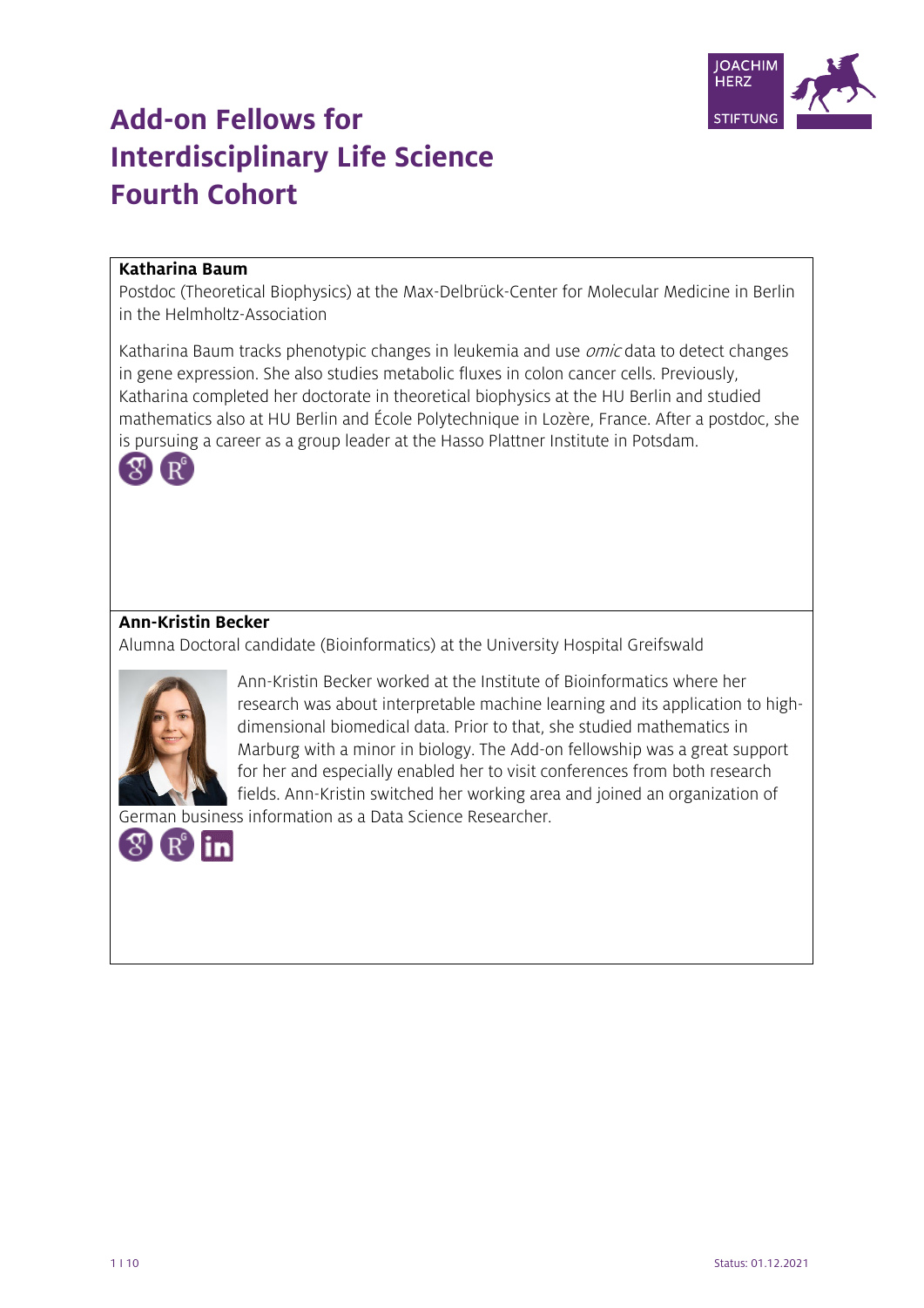# Add-on Fellows for Interdisciplinary Life Science Fourth Cohort

**Katharina Baum**
Postdoc (Theoretical Biophysics) at the Max-Delbrück-Center for Molecular Medicine in Berlin in the Helmholtz-Association

Katharina Baum tracks phenotypic changes in leukemia and use *omic* data to detect changes in gene expression. She also studies metabolic fluxes in colon cancer cells. Previously, Katharina completed her doctorate in theoretical biophysics at the HU Berlin and studied mathematics also at HU Berlin and École Polytechnique in Lozère, France. After a postdoc, she is pursuing a career as a group leader at the Hasso Plattner Institute in Potsdam.

**Ann-Kristin Becker**
Alumna Doctoral candidate (Bioinformatics) at the University Hospital Greifswald

Ann-Kristin Becker worked at the Institute of Bioinformatics where her research was about interpretable machine learning and its application to high-dimensional biomedical data. Prior to that, she studied mathematics in Marburg with a minor in biology. The Add-on fellowship was a great support for her and especially enabled her to visit conferences from both research fields. Ann-Kristin switched her working area and joined an organization of German business information as a Data Science Researcher.

Status: 01.12.2021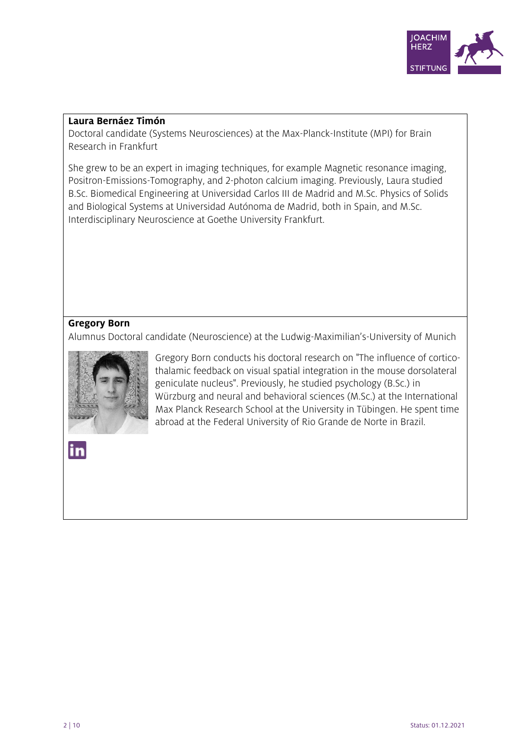**Laura Bernáez Timón**

Doctoral candidate (Systems Neurosciences) at the Max-Planck-Institute (MPI) for Brain Research in Frankfurt

She grew to be an expert in imaging techniques, for example Magnetic resonance imaging, Positron-Emissions-Tomography, and 2-photon calcium imaging. Previously, Laura studied B.Sc. Biomedical Engineering at Universidad Carlos III de Madrid and M.Sc. Physics of Solids and Biological Systems at Universidad Autónoma de Madrid, both in Spain, and M.Sc. Interdisciplinary Neuroscience at Goethe University Frankfurt.

**Gregory Born**

Alumnus Doctoral candidate (Neuroscience) at the Ludwig-Maximilian's-University of Munich

Gregory Born conducts his doctoral research on "The influence of cortico-thalamic feedback on visual spatial integration in the mouse dorsolateral geniculate nucleus". Previously, he studied psychology (B.Sc.) in Würzburg and neural and behavioral sciences (M.Sc.) at the International Max Planck Research School at the University in Tübingen. He spent time abroad at the Federal University of Rio Grande de Norte in Brazil.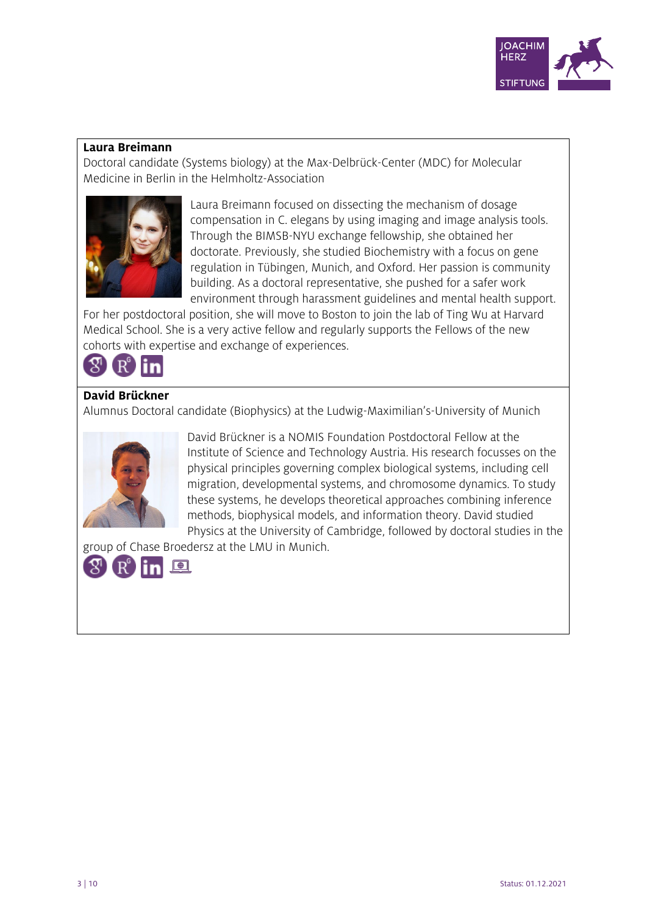**Laura Breimann**

Doctoral candidate (Systems biology) at the Max-Delbrück-Center (MDC) for Molecular Medicine in Berlin in the Helmholtz-Association

Laura Breimann focused on dissecting the mechanism of dosage compensation in C. elegans by using imaging and image analysis tools. Through the BIMSB-NYU exchange fellowship, she obtained her doctorate. Previously, she studied Biochemistry with a focus on gene regulation in Tübingen, Munich, and Oxford. Her passion is community building. As a doctoral representative, she pushed for a safer work environment through harassment guidelines and mental health support. For her postdoctoral position, she will move to Boston to join the lab of Ting Wu at Harvard Medical School. She is a very active fellow and regularly supports the Fellows of the new cohorts with expertise and exchange of experiences.

**David Brückner**

Alumnus Doctoral candidate (Biophysics) at the Ludwig-Maximilian's-University of Munich

David Brückner is a NOMIS Foundation Postdoctoral Fellow at the Institute of Science and Technology Austria. His research focusses on the physical principles governing complex biological systems, including cell migration, developmental systems, and chromosome dynamics. To study these systems, he develops theoretical approaches combining inference methods, biophysical models, and information theory. David studied Physics at the University of Cambridge, followed by doctoral studies in the group of Chase Broedersz at the LMU in Munich.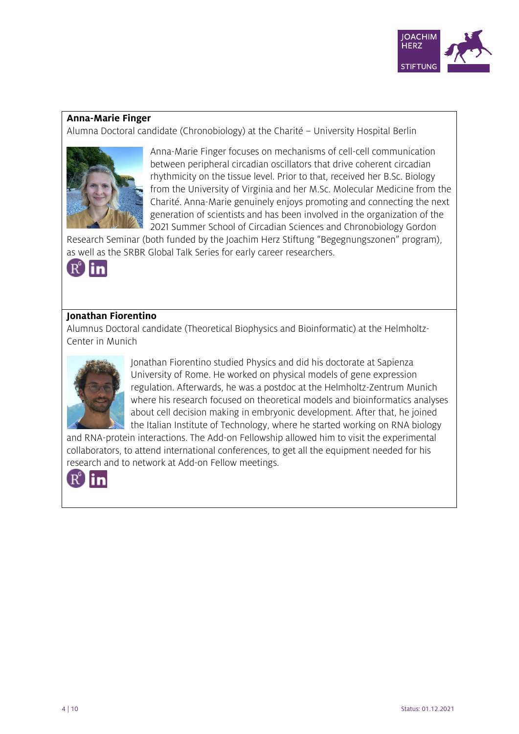**Anna-Marie Finger**

Alumna Doctoral candidate (Chronobiology) at the Charité – University Hospital Berlin

Anna-Marie Finger focuses on mechanisms of cell-cell communication between peripheral circadian oscillators that drive coherent circadian rhythmicity on the tissue level. Prior to that, received her B.Sc. Biology from the University of Virginia and her M.Sc. Molecular Medicine from the Charité. Anna-Marie genuinely enjoys promoting and connecting the next generation of scientists and has been involved in the organization of the 2021 Summer School of Circadian Sciences and Chronobiology Gordon Research Seminar (both funded by the Joachim Herz Stiftung "Begegnungszonen" program), as well as the SRBR Global Talk Series for early career researchers.

**Jonathan Fiorentino**

Alumnus Doctoral candidate (Theoretical Biophysics and Bioinformatic) at the Helmholtz-Center in Munich

Jonathan Fiorentino studied Physics and did his doctorate at Sapienza University of Rome. He worked on physical models of gene expression regulation. Afterwards, he was a postdoc at the Helmholtz-Zentrum Munich where his research focused on theoretical models and bioinformatics analyses about cell decision making in embryonic development. After that, he joined the Italian Institute of Technology, where he started working on RNA biology and RNA-protein interactions. The Add-on Fellowship allowed him to visit the experimental collaborators, to attend international conferences, to get all the equipment needed for his research and to network at Add-on Fellow meetings.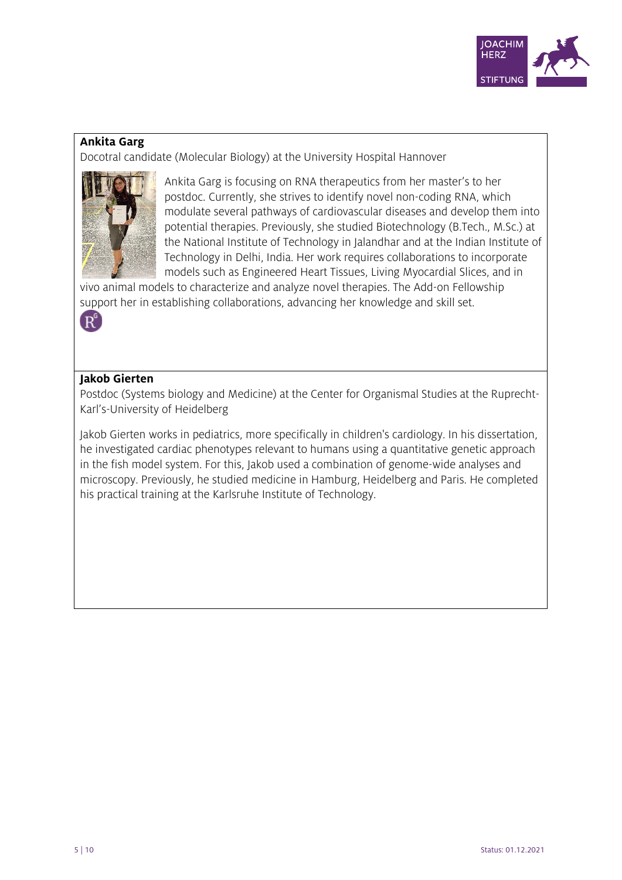**Ankita Garg**

Docotral candidate (Molecular Biology) at the University Hospital Hannover

Ankita Garg is focusing on RNA therapeutics from her master's to her postdoc. Currently, she strives to identify novel non-coding RNA, which modulate several pathways of cardiovascular diseases and develop them into potential therapies. Previously, she studied Biotechnology (B.Tech., M.Sc.) at the National Institute of Technology in Jalandhar and at the Indian Institute of Technology in Delhi, India. Her work requires collaborations to incorporate models such as Engineered Heart Tissues, Living Myocardial Slices, and in vivo animal models to characterize and analyze novel therapies. The Add-on Fellowship support her in establishing collaborations, advancing her knowledge and skill set.

**Jakob Gierten**

Postdoc (Systems biology and Medicine) at the Center for Organismal Studies at the Ruprecht-Karl's-University of Heidelberg

Jakob Gierten works in pediatrics, more specifically in children's cardiology. In his dissertation, he investigated cardiac phenotypes relevant to humans using a quantitative genetic approach in the fish model system. For this, Jakob used a combination of genome-wide analyses and microscopy. Previously, he studied medicine in Hamburg, Heidelberg and Paris. He completed his practical training at the Karlsruhe Institute of Technology.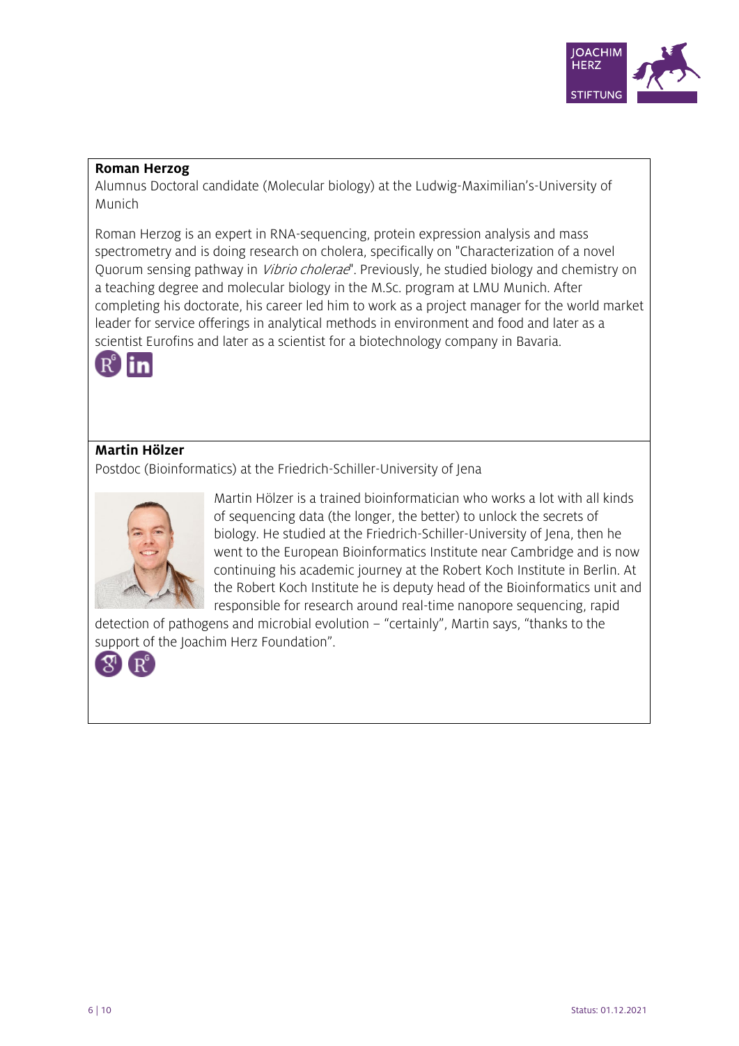**Roman Herzog**

Alumnus Doctoral candidate (Molecular biology) at the Ludwig-Maximilian's-University of Munich

Roman Herzog is an expert in RNA-sequencing, protein expression analysis and mass spectrometry and is doing research on cholera, specifically on "Characterization of a novel Quorum sensing pathway in *Vibrio cholerae*". Previously, he studied biology and chemistry on a teaching degree and molecular biology in the M.Sc. program at LMU Munich. After completing his doctorate, his career led him to work as a project manager for the world market leader for service offerings in analytical methods in environment and food and later as a scientist Eurofins and later as a scientist for a biotechnology company in Bavaria.

**Martin Hölzer**

Postdoc (Bioinformatics) at the Friedrich-Schiller-University of Jena

Martin Hölzer is a trained bioinformatician who works a lot with all kinds of sequencing data (the longer, the better) to unlock the secrets of biology. He studied at the Friedrich-Schiller-University of Jena, then he went to the European Bioinformatics Institute near Cambridge and is now continuing his academic journey at the Robert Koch Institute in Berlin. At the Robert Koch Institute he is deputy head of the Bioinformatics unit and responsible for research around real-time nanopore sequencing, rapid detection of pathogens and microbial evolution – "certainly", Martin says, "thanks to the support of the Joachim Herz Foundation".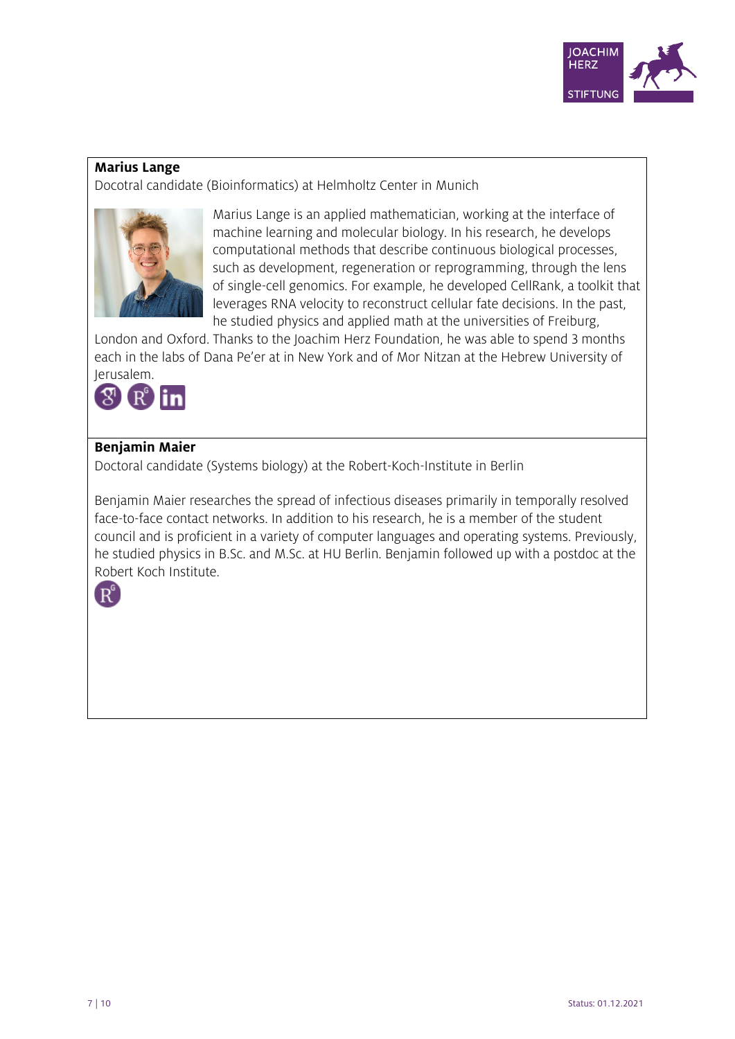**Marius Lange**

Docotral candidate (Bioinformatics) at Helmholtz Center in Munich

Marius Lange is an applied mathematician, working at the interface of machine learning and molecular biology. In his research, he develops computational methods that describe continuous biological processes, such as development, regeneration or reprogramming, through the lens of single-cell genomics. For example, he developed CellRank, a toolkit that leverages RNA velocity to reconstruct cellular fate decisions. In the past, he studied physics and applied math at the universities of Freiburg, London and Oxford. Thanks to the Joachim Herz Foundation, he was able to spend 3 months each in the labs of Dana Pe'er at in New York and of Mor Nitzan at the Hebrew University of Jerusalem.

**Benjamin Maier**

Doctoral candidate (Systems biology) at the Robert-Koch-Institute in Berlin

Benjamin Maier researches the spread of infectious diseases primarily in temporally resolved face-to-face contact networks. In addition to his research, he is a member of the student council and is proficient in a variety of computer languages and operating systems. Previously, he studied physics in B.Sc. and M.Sc. at HU Berlin. Benjamin followed up with a postdoc at the Robert Koch Institute.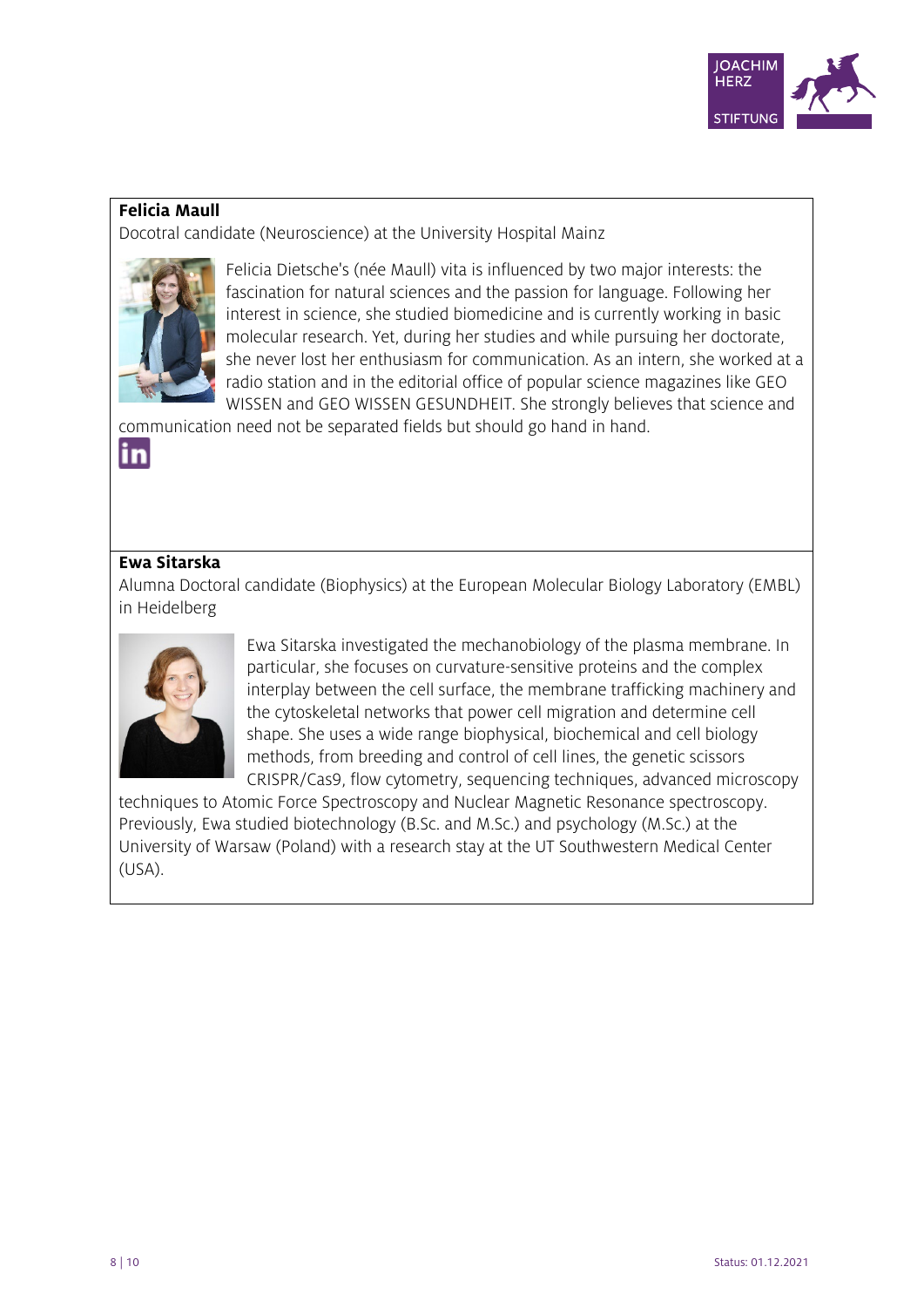**Felicia Maull**

Docotral candidate (Neuroscience) at the University Hospital Mainz

Felicia Dietsche's (née Maull) vita is influenced by two major interests: the fascination for natural sciences and the passion for language. Following her interest in science, she studied biomedicine and is currently working in basic molecular research. Yet, during her studies and while pursuing her doctorate, she never lost her enthusiasm for communication. As an intern, she worked at a radio station and in the editorial office of popular science magazines like GEO WISSEN and GEO WISSEN GESUNDHEIT. She strongly believes that science and communication need not be separated fields but should go hand in hand.

**Ewa Sitarska**

Alumna Doctoral candidate (Biophysics) at the European Molecular Biology Laboratory (EMBL) in Heidelberg

Ewa Sitarska investigated the mechanobiology of the plasma membrane. In particular, she focuses on curvature-sensitive proteins and the complex interplay between the cell surface, the membrane trafficking machinery and the cytoskeletal networks that power cell migration and determine cell shape. She uses a wide range biophysical, biochemical and cell biology methods, from breeding and control of cell lines, the genetic scissors CRISPR/Cas9, flow cytometry, sequencing techniques, advanced microscopy techniques to Atomic Force Spectroscopy and Nuclear Magnetic Resonance spectroscopy. Previously, Ewa studied biotechnology (B.Sc. and M.Sc.) and psychology (M.Sc.) at the University of Warsaw (Poland) with a research stay at the UT Southwestern Medical Center (USA).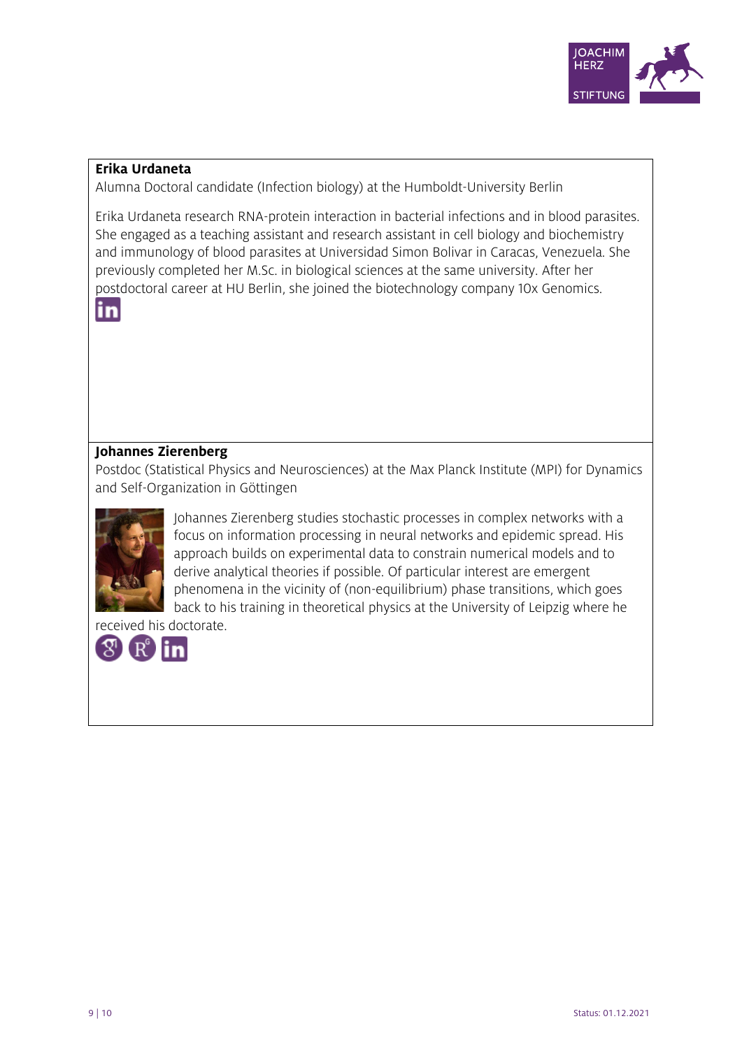**Erika Urdaneta**

Alumna Doctoral candidate (Infection biology) at the Humboldt-University Berlin

Erika Urdaneta research RNA-protein interaction in bacterial infections and in blood parasites. She engaged as a teaching assistant and research assistant in cell biology and biochemistry and immunology of blood parasites at Universidad Simon Bolivar in Caracas, Venezuela. She previously completed her M.Sc. in biological sciences at the same university. After her postdoctoral career at HU Berlin, she joined the biotechnology company 10x Genomics.

**Johannes Zierenberg**

Postdoc (Statistical Physics and Neurosciences) at the Max Planck Institute (MPI) for Dynamics and Self-Organization in Göttingen

Johannes Zierenberg studies stochastic processes in complex networks with a focus on information processing in neural networks and epidemic spread. His approach builds on experimental data to constrain numerical models and to derive analytical theories if possible. Of particular interest are emergent phenomena in the vicinity of (non-equilibrium) phase transitions, which goes back to his training in theoretical physics at the University of Leipzig where he received his doctorate.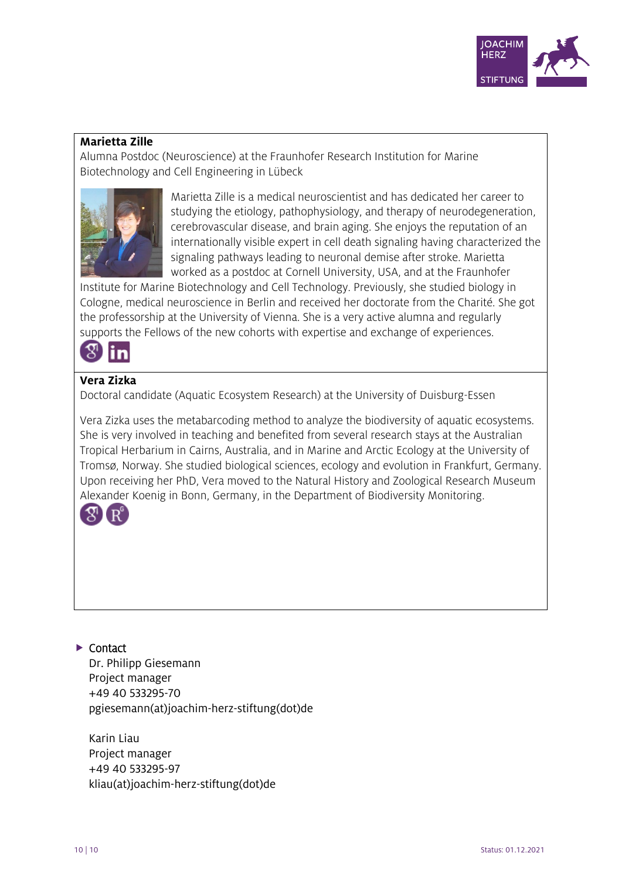**Marietta Zille**
Alumna Postdoc (Neuroscience) at the Fraunhofer Research Institution for Marine Biotechnology and Cell Engineering in Lübeck

Marietta Zille is a medical neuroscientist and has dedicated her career to studying the etiology, pathophysiology, and therapy of neurodegeneration, cerebrovascular disease, and brain aging. She enjoys the reputation of an internationally visible expert in cell death signaling having characterized the signaling pathways leading to neuronal demise after stroke. Marietta worked as a postdoc at Cornell University, USA, and at the Fraunhofer Institute for Marine Biotechnology and Cell Technology. Previously, she studied biology in Cologne, medical neuroscience in Berlin and received her doctorate from the Charité. She got the professorship at the University of Vienna. She is a very active alumna and regularly supports the Fellows of the new cohorts with expertise and exchange of experiences.

**Vera Zizka**
Doctoral candidate (Aquatic Ecosystem Research) at the University of Duisburg-Essen

Vera Zizka uses the metabarcoding method to analyze the biodiversity of aquatic ecosystems. She is very involved in teaching and benefited from several research stays at the Australian Tropical Herbarium in Cairns, Australia, and in Marine and Arctic Ecology at the University of Tromsø, Norway. She studied biological sciences, ecology and evolution in Frankfurt, Germany. Upon receiving her PhD, Vera moved to the Natural History and Zoological Research Museum Alexander Koenig in Bonn, Germany, in the Department of Biodiversity Monitoring.

▶ Contact
Dr. Philipp Giesemann
Project manager
+49 40 533295-70
pgiesemann(at)joachim-herz-stiftung(dot)de

Karin Liau
Project manager
+49 40 533295-97
kliau(at)joachim-herz-stiftung(dot)de

Status: 01.12.2021